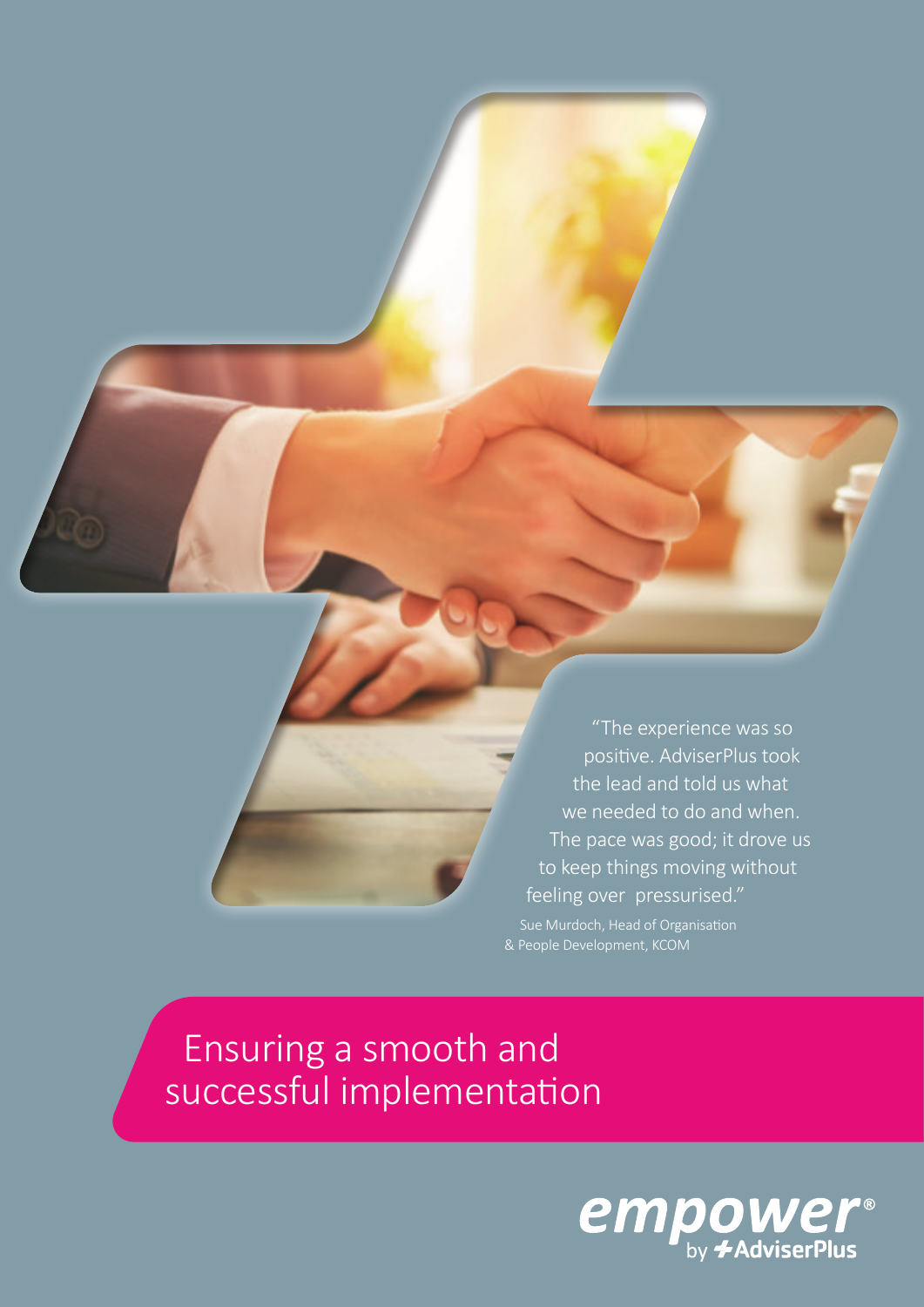"The experience was so positive. AdviserPlus took the lead and told us what we needed to do and when. The pace was good; it drove us to keep things moving without feeling over pressurised."

Sue Murdoch, Head of Organisation & People Development, KCOM

# Ensuring a smooth and successful implementation

empower® by AdviserPlus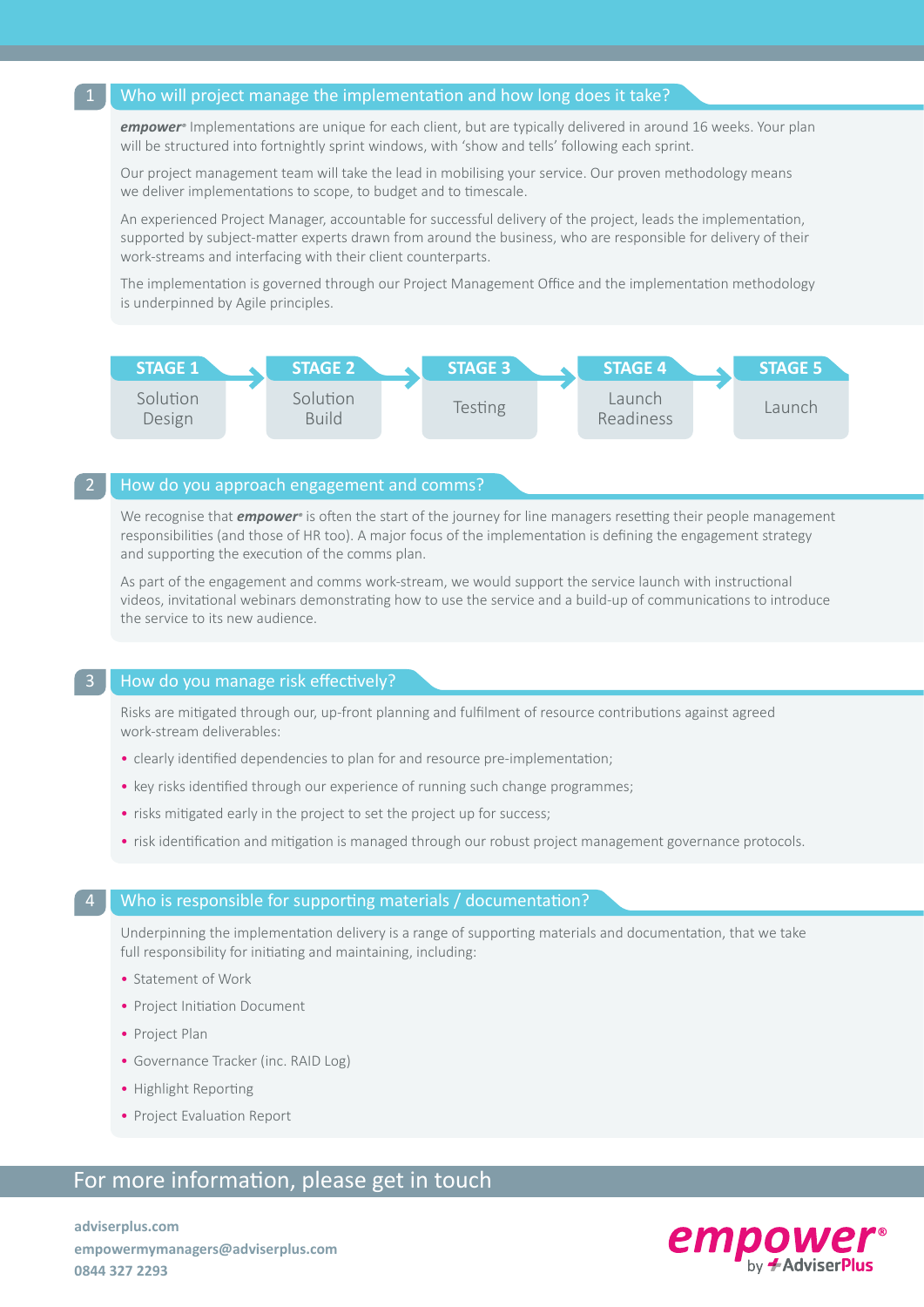## 1 Who will project manage the implementation and how long does it take?

***empower*®** Implementations are unique for each client, but are typically delivered in around 16 weeks. Your plan will be structured into fortnightly sprint windows, with 'show and tells' following each sprint.

Our project management team will take the lead in mobilising your service. Our proven methodology means we deliver implementations to scope, to budget and to timescale.

An experienced Project Manager, accountable for successful delivery of the project, leads the implementation, supported by subject-matter experts drawn from around the business, who are responsible for delivery of their work-streams and interfacing with their client counterparts.

The implementation is governed through our Project Management Office and the implementation methodology is underpinned by Agile principles.

**STAGE 1** Solution Design → **STAGE 2** Solution Build → **STAGE 3** Testing → **STAGE 4** Launch Readiness → **STAGE 5** Launch

## 2 How do you approach engagement and comms?

We recognise that ***empower*®** is often the start of the journey for line managers resetting their people management responsibilities (and those of HR too). A major focus of the implementation is defining the engagement strategy and supporting the execution of the comms plan.

As part of the engagement and comms work-stream, we would support the service launch with instructional videos, invitational webinars demonstrating how to use the service and a build-up of communications to introduce the service to its new audience.

## 3 How do you manage risk effectively?

Risks are mitigated through our, up-front planning and fulfilment of resource contributions against agreed work-stream deliverables:

- clearly identified dependencies to plan for and resource pre-implementation;
- key risks identified through our experience of running such change programmes;
- risks mitigated early in the project to set the project up for success;
- risk identification and mitigation is managed through our robust project management governance protocols.

## 4 Who is responsible for supporting materials / documentation?

Underpinning the implementation delivery is a range of supporting materials and documentation, that we take full responsibility for initiating and maintaining, including:

- Statement of Work
- Project Initiation Document
- Project Plan
- Governance Tracker (inc. RAID Log)
- Highlight Reporting
- Project Evaluation Report

## For more information, please get in touch

**adviserplus.com**
**empowermymanagers@adviserplus.com**
**0844 327 2293**

empower® by AdviserPlus